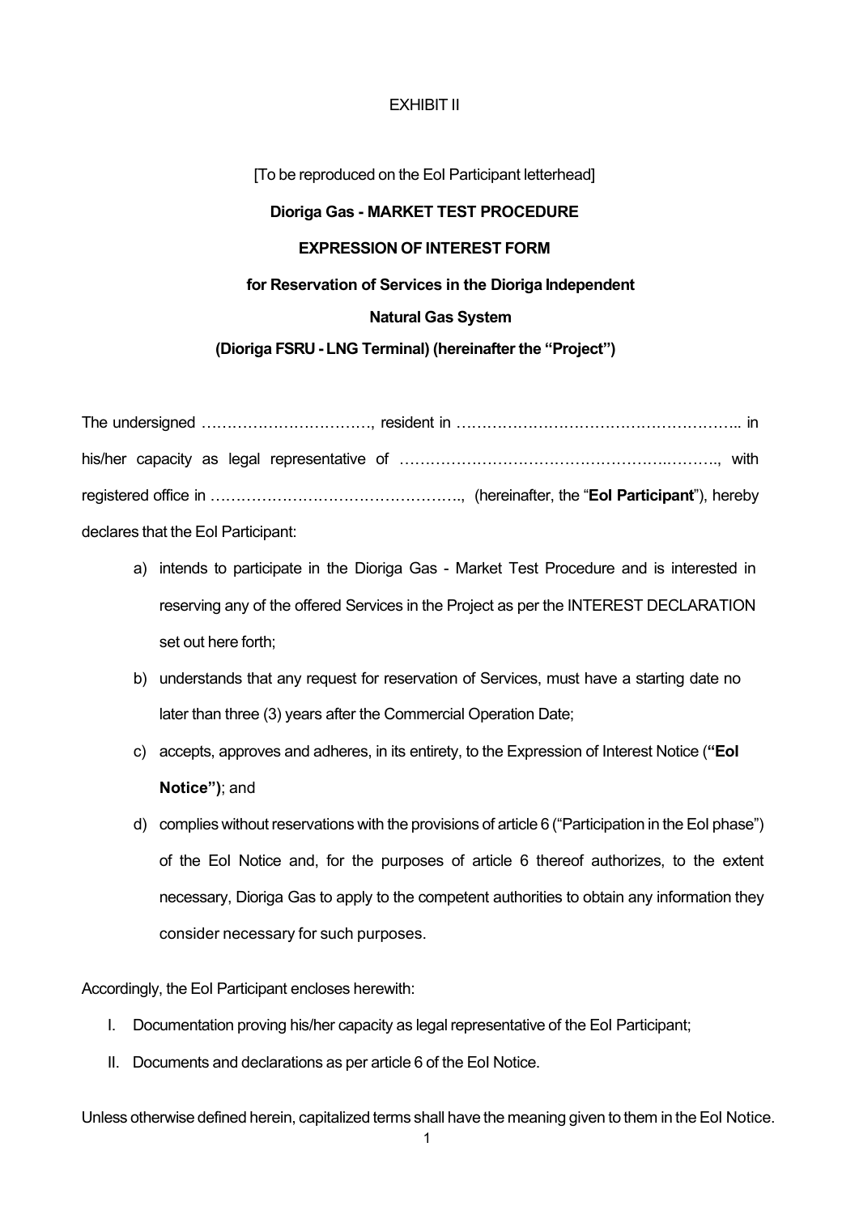EXHIBIT II

[To be reproduced on the EoI Participant letterhead]

**Dioriga Gas - MARKET TEST PROCEDURE**

**EXPRESSION OF INTEREST FORM**

**for Reservation of Services in the Dioriga Independent**

**Natural Gas System**

**(Dioriga FSRU - LNG Terminal) (hereinafter the "Project")**

The undersigned ……………………………, resident in ……………………………………………….. in his/her capacity as legal representative of ……………………………………………………., with registered office in …………………………………………., (hereinafter, the "**EoI Participant**"), hereby declares that the EoI Participant:

a) intends to participate in the Dioriga Gas - Market Test Procedure and is interested in reserving any of the offered Services in the Project as per the INTEREST DECLARATION set out here forth;

b) understands that any request for reservation of Services, must have a starting date no later than three (3) years after the Commercial Operation Date;

c) accepts, approves and adheres, in its entirety, to the Expression of Interest Notice (**"EoI Notice")**; and

d) complies without reservations with the provisions of article 6 ("Participation in the EoI phase") of the EoI Notice and, for the purposes of article 6 thereof authorizes, to the extent necessary, Dioriga Gas to apply to the competent authorities to obtain any information they consider necessary for such purposes.

Accordingly, the EoI Participant encloses herewith:

I. Documentation proving his/her capacity as legal representative of the EoI Participant;

II. Documents and declarations as per article 6 of the EoI Notice.

Unless otherwise defined herein, capitalized terms shall have the meaning given to them in the EoI Notice.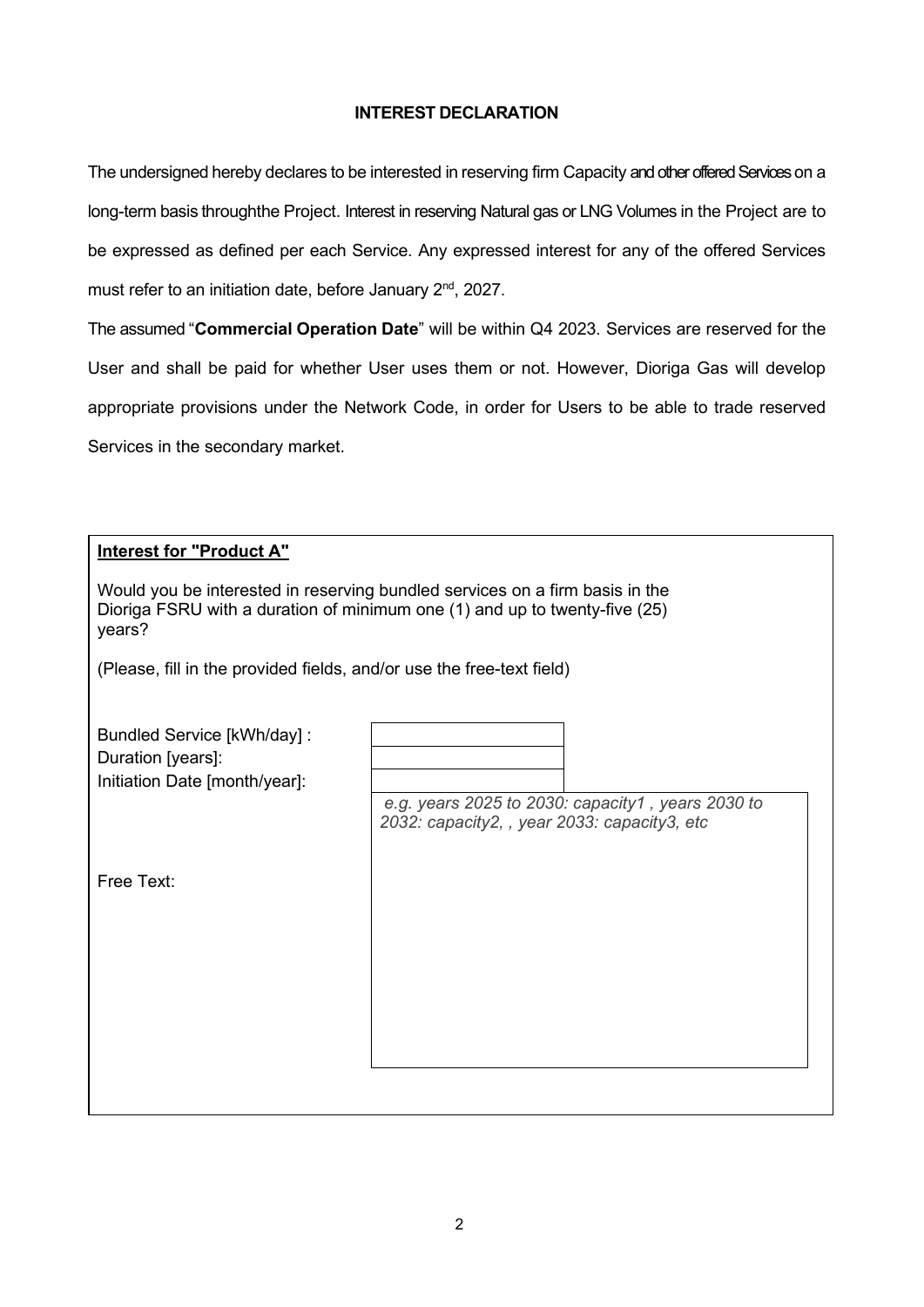# INTEREST DECLARATION

The undersigned hereby declares to be interested in reserving firm Capacity and other offered Services on a long-term basis throughthe Project. Interest in reserving Natural gas or LNG Volumes in the Project are to be expressed as defined per each Service. Any expressed interest for any of the offered Services must refer to an initiation date, before January 2nd, 2027.

The assumed "**Commercial Operation Date**" will be within Q4 2023. Services are reserved for the User and shall be paid for whether User uses them or not. However, Dioriga Gas will develop appropriate provisions under the Network Code, in order for Users to be able to trade reserved Services in the secondary market.

## Interest for "Product A"

Would you be interested in reserving bundled services on a firm basis in the Dioriga FSRU with a duration of minimum one (1) and up to twenty-five (25) years?

(Please, fill in the provided fields, and/or use the free-text field)

| | |
|---|---|
| Bundled Service [kWh/day] : | |
| Duration [years]: | |
| Initiation Date [month/year]: | |
| Free Text: | *e.g. years 2025 to 2030: capacity1 , years 2030 to 2032: capacity2, , year 2033: capacity3, etc* |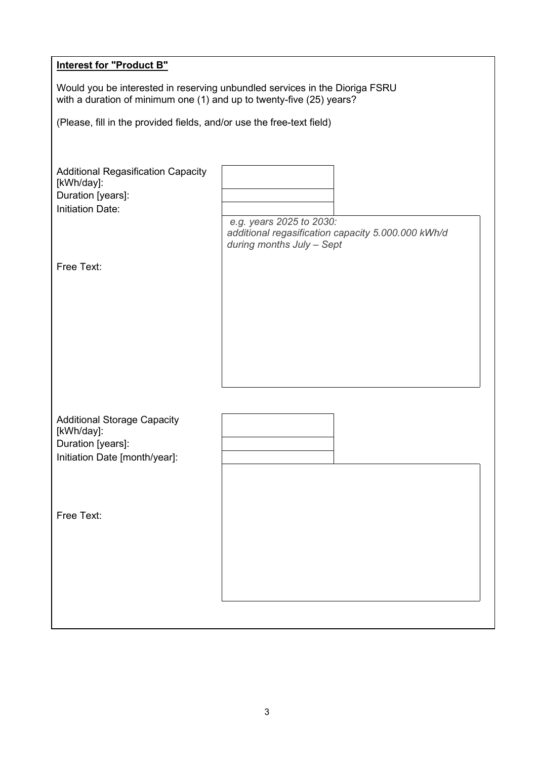**Interest for "Product B"**

Would you be interested in reserving unbundled services in the Dioriga FSRU with a duration of minimum one (1) and up to twenty-five (25) years?

(Please, fill in the provided fields, and/or use the free-text field)

| | |
|---|---|
| Additional Regasification Capacity [kWh/day]: | |
| Duration [years]: | |
| Initiation Date: | |
| Free Text: | *e.g. years 2025 to 2030: additional regasification capacity 5.000.000 kWh/d during months July – Sept* |

| | |
|---|---|
| Additional Storage Capacity [kWh/day]: | |
| Duration [years]: | |
| Initiation Date [month/year]: | |
| Free Text: | |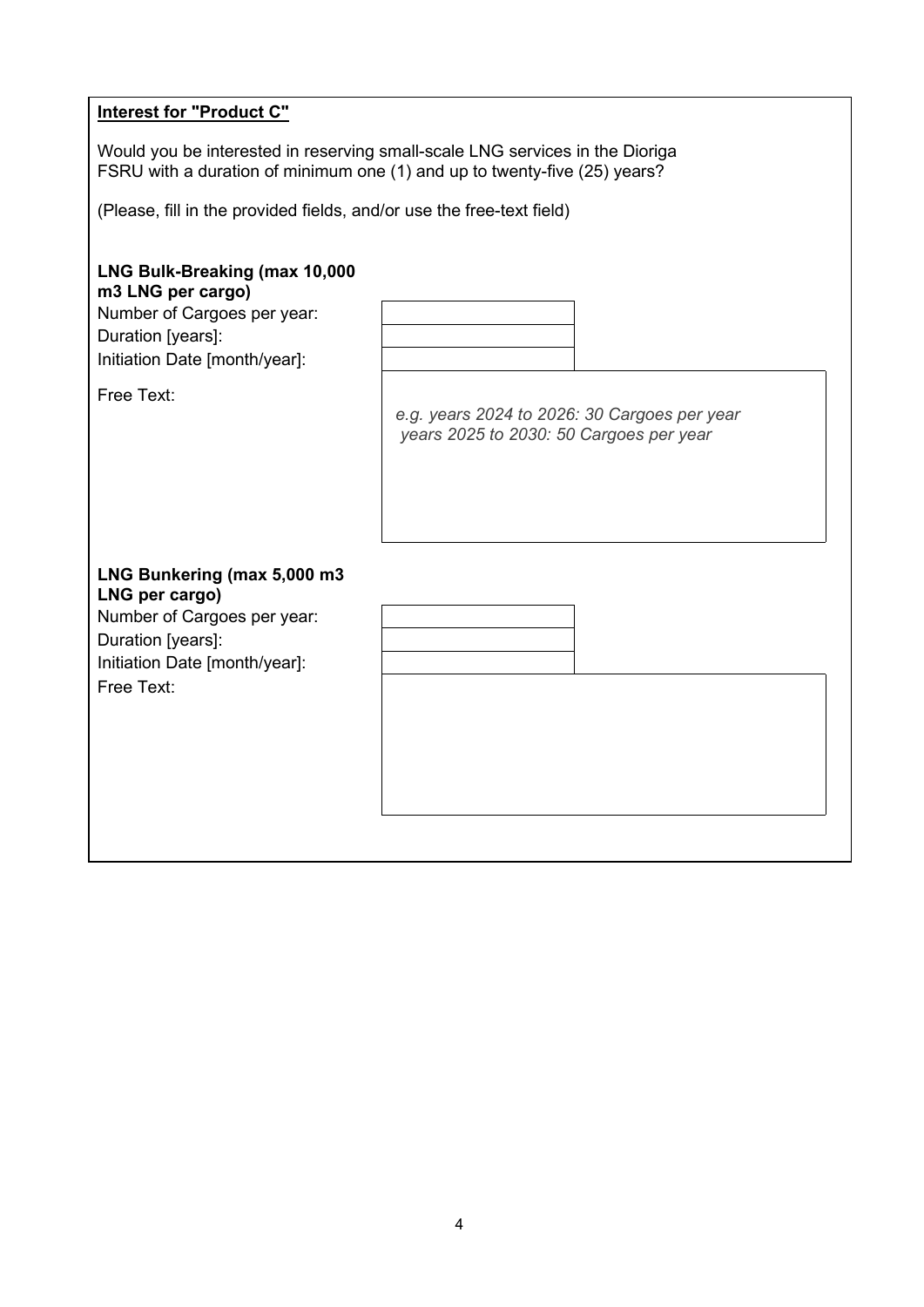**<u>Interest for "Product C"</u>**

Would you be interested in reserving small-scale LNG services in the Dioriga FSRU with a duration of minimum one (1) and up to twenty-five (25) years?

(Please, fill in the provided fields, and/or use the free-text field)

**LNG Bulk-Breaking (max 10,000 m3 LNG per cargo)**

| | |
|---|---|
| Number of Cargoes per year: | |
| Duration [years]: | |
| Initiation Date [month/year]: | |
| Free Text: | *e.g. years 2024 to 2026: 30 Cargoes per year years 2025 to 2030: 50 Cargoes per year* |

**LNG Bunkering (max 5,000 m3 LNG per cargo)**

| | |
|---|---|
| Number of Cargoes per year: | |
| Duration [years]: | |
| Initiation Date [month/year]: | |
| Free Text: | |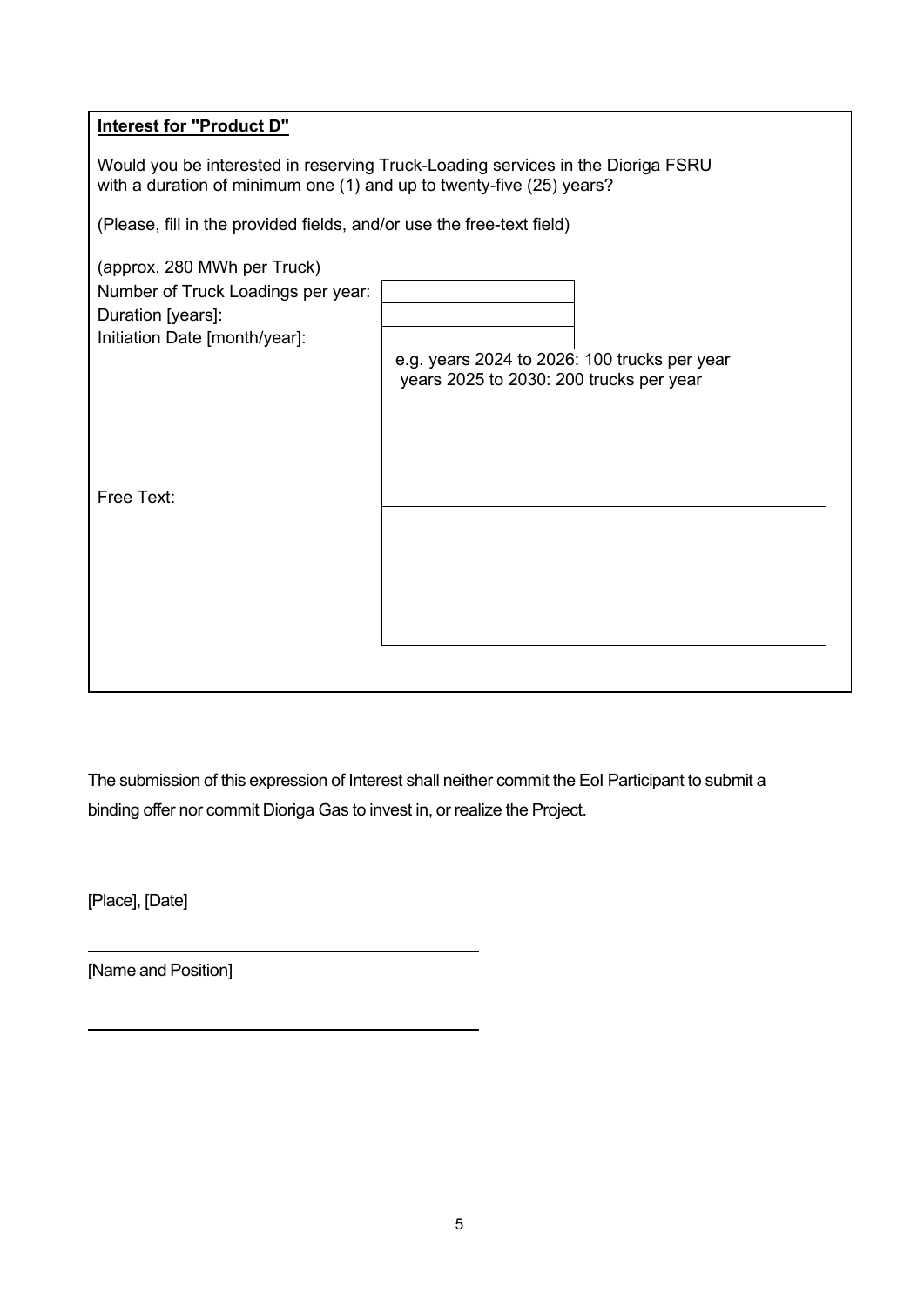**Interest for "Product D"**

Would you be interested in reserving Truck-Loading services in the Dioriga FSRU with a duration of minimum one (1) and up to twenty-five (25) years?

(Please, fill in the provided fields, and/or use the free-text field)

(approx. 280 MWh per Truck)

| | | |
|---|---|---|
| Number of Truck Loadings per year: | | |
| Duration [years]: | | |
| Initiation Date [month/year]: | | |

e.g. years 2024 to 2026: 100 trucks per year
years 2025 to 2030: 200 trucks per year

Free Text:

The submission of this expression of Interest shall neither commit the EoI Participant to submit a binding offer nor commit Dioriga Gas to invest in, or realize the Project.

[Place], [Date]

[Name and Position]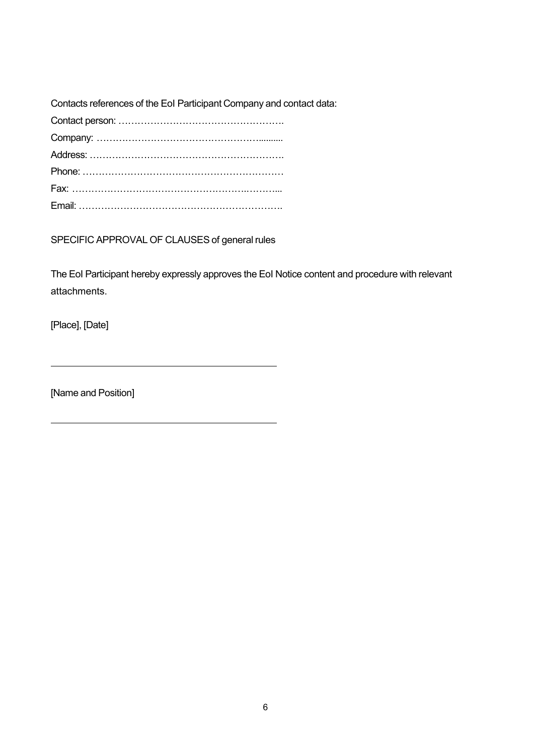Contacts references of the EoI Participant Company and contact data:

Contact person: …………………………………………….

Company: ………………………………………………..........

Address: …………………………………………………….

Phone: ………………………………………………………

Fax: ……………………………………………….………...

Email: ……………………………………………………….

SPECIFIC APPROVAL OF CLAUSES of general rules

The EoI Participant hereby expressly approves the EoI Notice content and procedure with relevant attachments.

[Place], [Date]

___________________________________________

[Name and Position]

___________________________________________